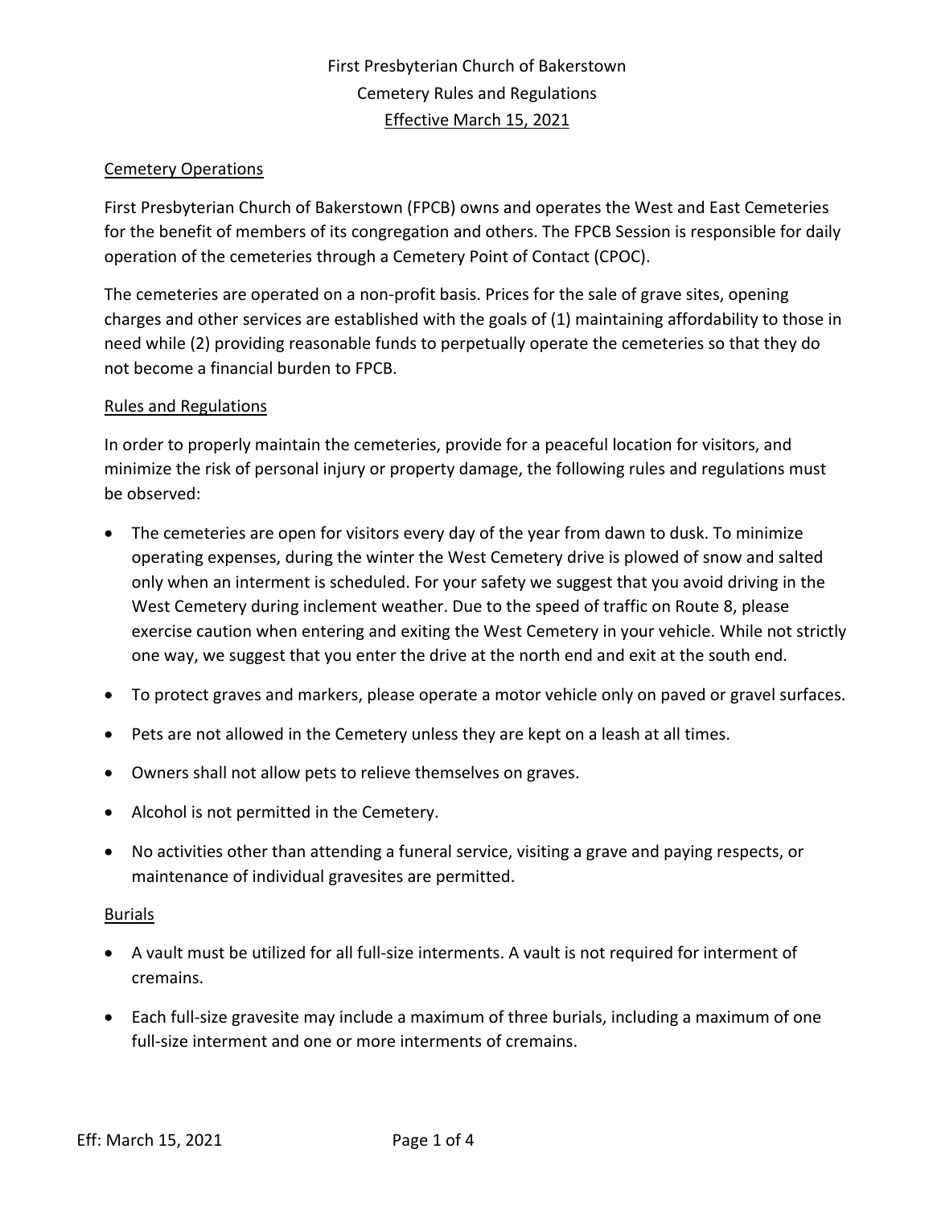# First Presbyterian Church of Bakerstown
# Cemetery Rules and Regulations
# Effective March 15, 2021

## Cemetery Operations

First Presbyterian Church of Bakerstown (FPCB) owns and operates the West and East Cemeteries for the benefit of members of its congregation and others. The FPCB Session is responsible for daily operation of the cemeteries through a Cemetery Point of Contact (CPOC).

The cemeteries are operated on a non-profit basis. Prices for the sale of grave sites, opening charges and other services are established with the goals of (1) maintaining affordability to those in need while (2) providing reasonable funds to perpetually operate the cemeteries so that they do not become a financial burden to FPCB.

## Rules and Regulations

In order to properly maintain the cemeteries, provide for a peaceful location for visitors, and minimize the risk of personal injury or property damage, the following rules and regulations must be observed:

- The cemeteries are open for visitors every day of the year from dawn to dusk. To minimize operating expenses, during the winter the West Cemetery drive is plowed of snow and salted only when an interment is scheduled. For your safety we suggest that you avoid driving in the West Cemetery during inclement weather. Due to the speed of traffic on Route 8, please exercise caution when entering and exiting the West Cemetery in your vehicle. While not strictly one way, we suggest that you enter the drive at the north end and exit at the south end.
- To protect graves and markers, please operate a motor vehicle only on paved or gravel surfaces.
- Pets are not allowed in the Cemetery unless they are kept on a leash at all times.
- Owners shall not allow pets to relieve themselves on graves.
- Alcohol is not permitted in the Cemetery.
- No activities other than attending a funeral service, visiting a grave and paying respects, or maintenance of individual gravesites are permitted.

## Burials

- A vault must be utilized for all full-size interments. A vault is not required for interment of cremains.
- Each full-size gravesite may include a maximum of three burials, including a maximum of one full-size interment and one or more interments of cremains.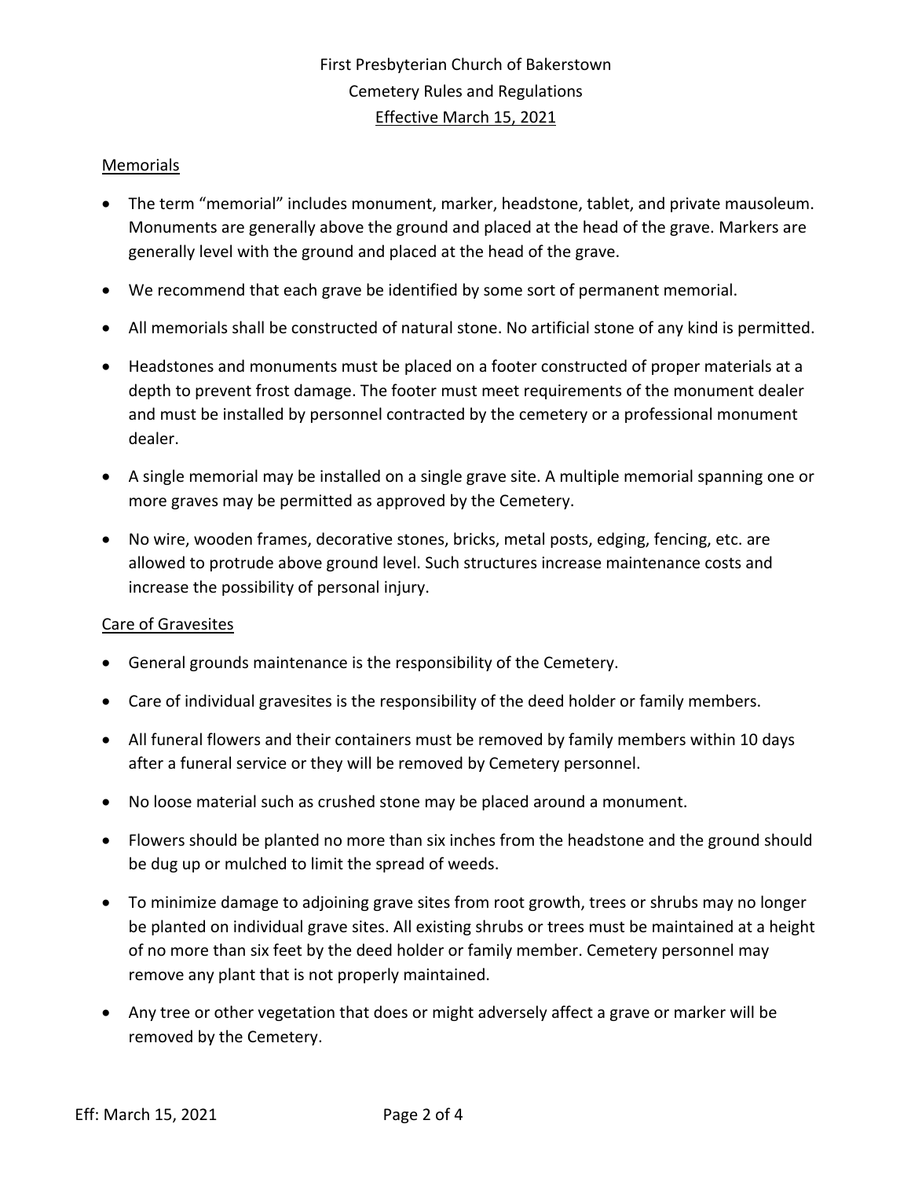First Presbyterian Church of Bakerstown
Cemetery Rules and Regulations
Effective March 15, 2021

## Memorials

- The term "memorial" includes monument, marker, headstone, tablet, and private mausoleum. Monuments are generally above the ground and placed at the head of the grave. Markers are generally level with the ground and placed at the head of the grave.
- We recommend that each grave be identified by some sort of permanent memorial.
- All memorials shall be constructed of natural stone. No artificial stone of any kind is permitted.
- Headstones and monuments must be placed on a footer constructed of proper materials at a depth to prevent frost damage. The footer must meet requirements of the monument dealer and must be installed by personnel contracted by the cemetery or a professional monument dealer.
- A single memorial may be installed on a single grave site. A multiple memorial spanning one or more graves may be permitted as approved by the Cemetery.
- No wire, wooden frames, decorative stones, bricks, metal posts, edging, fencing, etc. are allowed to protrude above ground level. Such structures increase maintenance costs and increase the possibility of personal injury.

## Care of Gravesites

- General grounds maintenance is the responsibility of the Cemetery.
- Care of individual gravesites is the responsibility of the deed holder or family members.
- All funeral flowers and their containers must be removed by family members within 10 days after a funeral service or they will be removed by Cemetery personnel.
- No loose material such as crushed stone may be placed around a monument.
- Flowers should be planted no more than six inches from the headstone and the ground should be dug up or mulched to limit the spread of weeds.
- To minimize damage to adjoining grave sites from root growth, trees or shrubs may no longer be planted on individual grave sites. All existing shrubs or trees must be maintained at a height of no more than six feet by the deed holder or family member. Cemetery personnel may remove any plant that is not properly maintained.
- Any tree or other vegetation that does or might adversely affect a grave or marker will be removed by the Cemetery.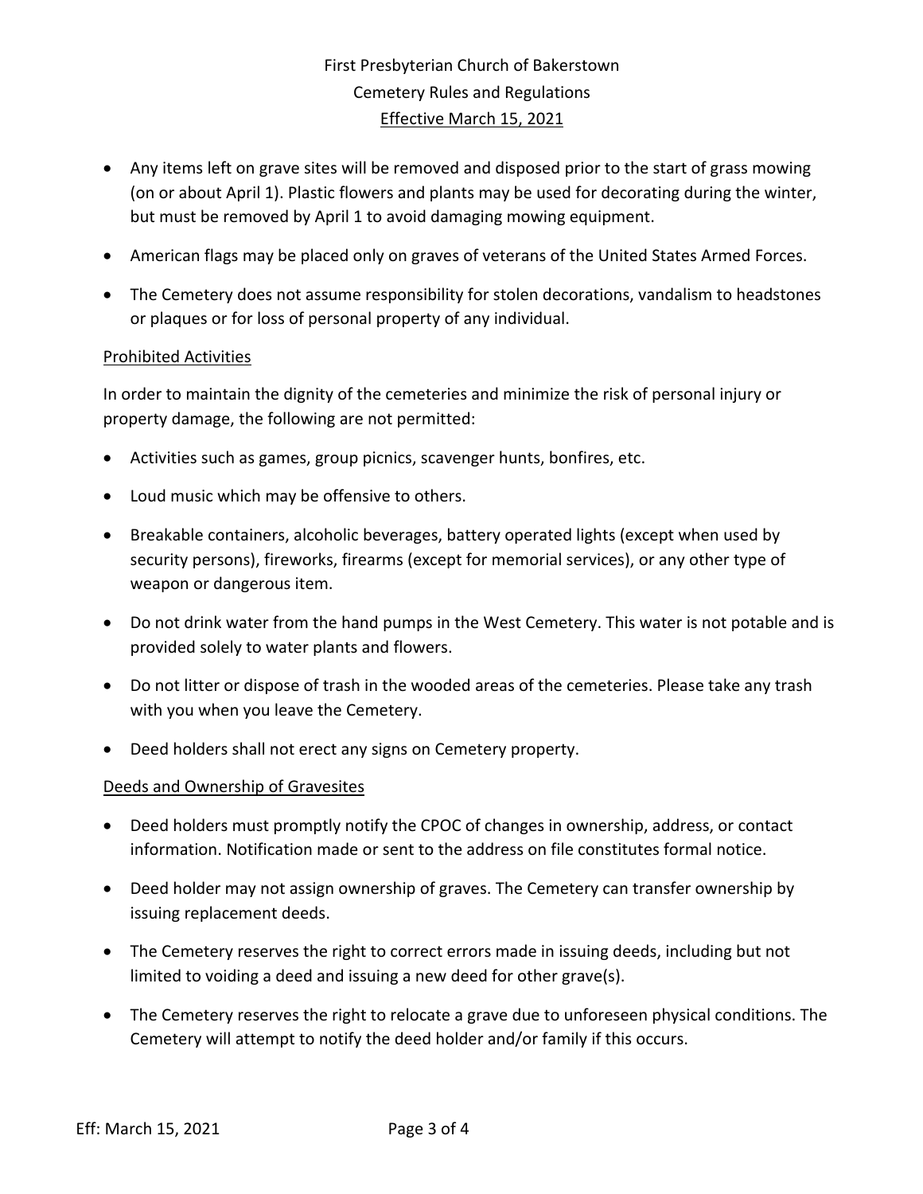- Any items left on grave sites will be removed and disposed prior to the start of grass mowing (on or about April 1). Plastic flowers and plants may be used for decorating during the winter, but must be removed by April 1 to avoid damaging mowing equipment.
- American flags may be placed only on graves of veterans of the United States Armed Forces.
- The Cemetery does not assume responsibility for stolen decorations, vandalism to headstones or plaques or for loss of personal property of any individual.

## Prohibited Activities

In order to maintain the dignity of the cemeteries and minimize the risk of personal injury or property damage, the following are not permitted:

- Activities such as games, group picnics, scavenger hunts, bonfires, etc.
- Loud music which may be offensive to others.
- Breakable containers, alcoholic beverages, battery operated lights (except when used by security persons), fireworks, firearms (except for memorial services), or any other type of weapon or dangerous item.
- Do not drink water from the hand pumps in the West Cemetery. This water is not potable and is provided solely to water plants and flowers.
- Do not litter or dispose of trash in the wooded areas of the cemeteries. Please take any trash with you when you leave the Cemetery.
- Deed holders shall not erect any signs on Cemetery property.

## Deeds and Ownership of Gravesites

- Deed holders must promptly notify the CPOC of changes in ownership, address, or contact information. Notification made or sent to the address on file constitutes formal notice.
- Deed holder may not assign ownership of graves. The Cemetery can transfer ownership by issuing replacement deeds.
- The Cemetery reserves the right to correct errors made in issuing deeds, including but not limited to voiding a deed and issuing a new deed for other grave(s).
- The Cemetery reserves the right to relocate a grave due to unforeseen physical conditions. The Cemetery will attempt to notify the deed holder and/or family if this occurs.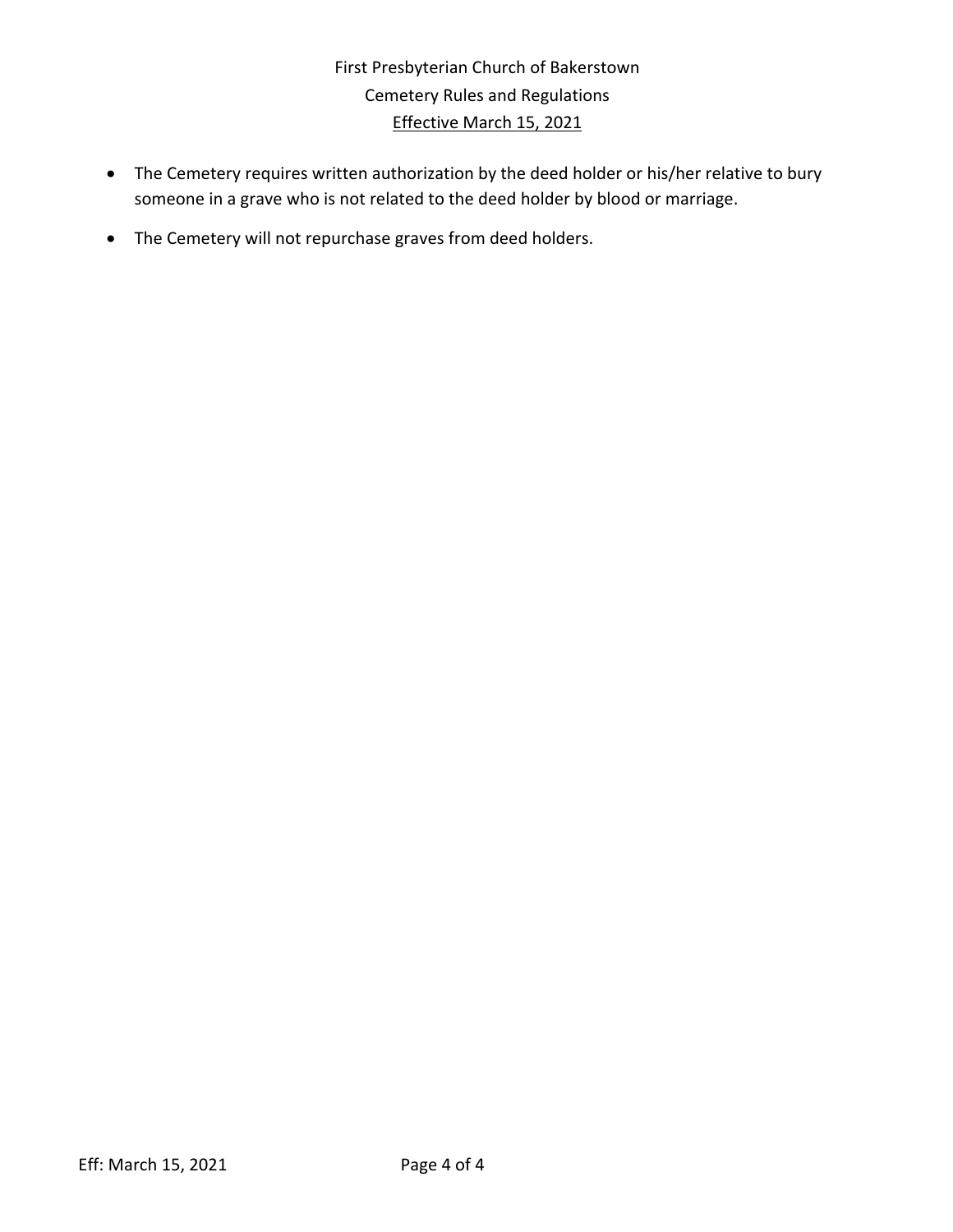- The Cemetery requires written authorization by the deed holder or his/her relative to bury someone in a grave who is not related to the deed holder by blood or marriage.
- The Cemetery will not repurchase graves from deed holders.